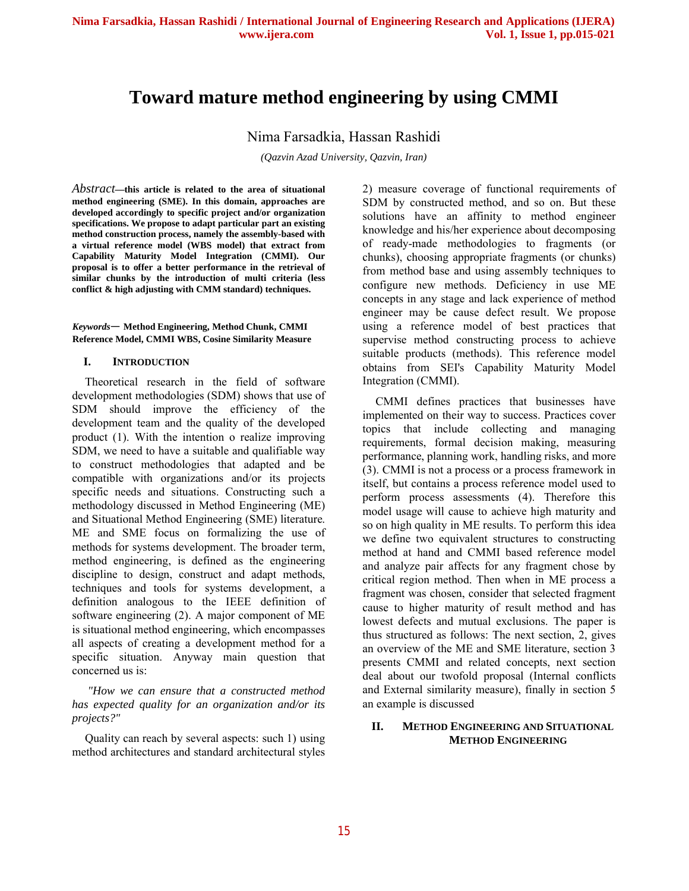# Toward mature method engineering by using CMMI

Nima Farsadkia, Hassan Rashidi

*(Qazvin Azad University, Qazvin, Iran)*

*Abstract*—**this article is related to the area of situational method engineering (SME). In this domain, approaches are developed accordingly to specific project and/or organization specifications. We propose to adapt particular part an existing method construction process, namely the assembly-based with a virtual reference model (WBS model) that extract from Capability Maturity Model Integration (CMMI). Our proposal is to offer a better performance in the retrieval of similar chunks by the introduction of multi criteria (less conflict & high adjusting with CMM standard) techniques.**

***Keywords*— Method Engineering, Method Chunk, CMMI Reference Model, CMMI WBS, Cosine Similarity Measure**

## I. Introduction

Theoretical research in the field of software development methodologies (SDM) shows that use of SDM should improve the efficiency of the development team and the quality of the developed product (1). With the intention o realize improving SDM, we need to have a suitable and qualifiable way to construct methodologies that adapted and be compatible with organizations and/or its projects specific needs and situations. Constructing such a methodology discussed in Method Engineering (ME) and Situational Method Engineering (SME) literature. ME and SME focus on formalizing the use of methods for systems development. The broader term, method engineering, is defined as the engineering discipline to design, construct and adapt methods, techniques and tools for systems development, a definition analogous to the IEEE definition of software engineering (2). A major component of ME is situational method engineering, which encompasses all aspects of creating a development method for a specific situation. Anyway main question that concerned us is:

*"How we can ensure that a constructed method has expected quality for an organization and/or its projects?"*

Quality can reach by several aspects: such 1) using method architectures and standard architectural styles 2) measure coverage of functional requirements of SDM by constructed method, and so on. But these solutions have an affinity to method engineer knowledge and his/her experience about decomposing of ready-made methodologies to fragments (or chunks), choosing appropriate fragments (or chunks) from method base and using assembly techniques to configure new methods. Deficiency in use ME concepts in any stage and lack experience of method engineer may be cause defect result. We propose using a reference model of best practices that supervise method constructing process to achieve suitable products (methods). This reference model obtains from SEI's Capability Maturity Model Integration (CMMI).

CMMI defines practices that businesses have implemented on their way to success. Practices cover topics that include collecting and managing requirements, formal decision making, measuring performance, planning work, handling risks, and more (3). CMMI is not a process or a process framework in itself, but contains a process reference model used to perform process assessments (4). Therefore this model usage will cause to achieve high maturity and so on high quality in ME results. To perform this idea we define two equivalent structures to constructing method at hand and CMMI based reference model and analyze pair affects for any fragment chose by critical region method. Then when in ME process a fragment was chosen, consider that selected fragment cause to higher maturity of result method and has lowest defects and mutual exclusions. The paper is thus structured as follows: The next section, 2, gives an overview of the ME and SME literature, section 3 presents CMMI and related concepts, next section deal about our twofold proposal (Internal conflicts and External similarity measure), finally in section 5 an example is discussed

## II. Method Engineering and Situational Method Engineering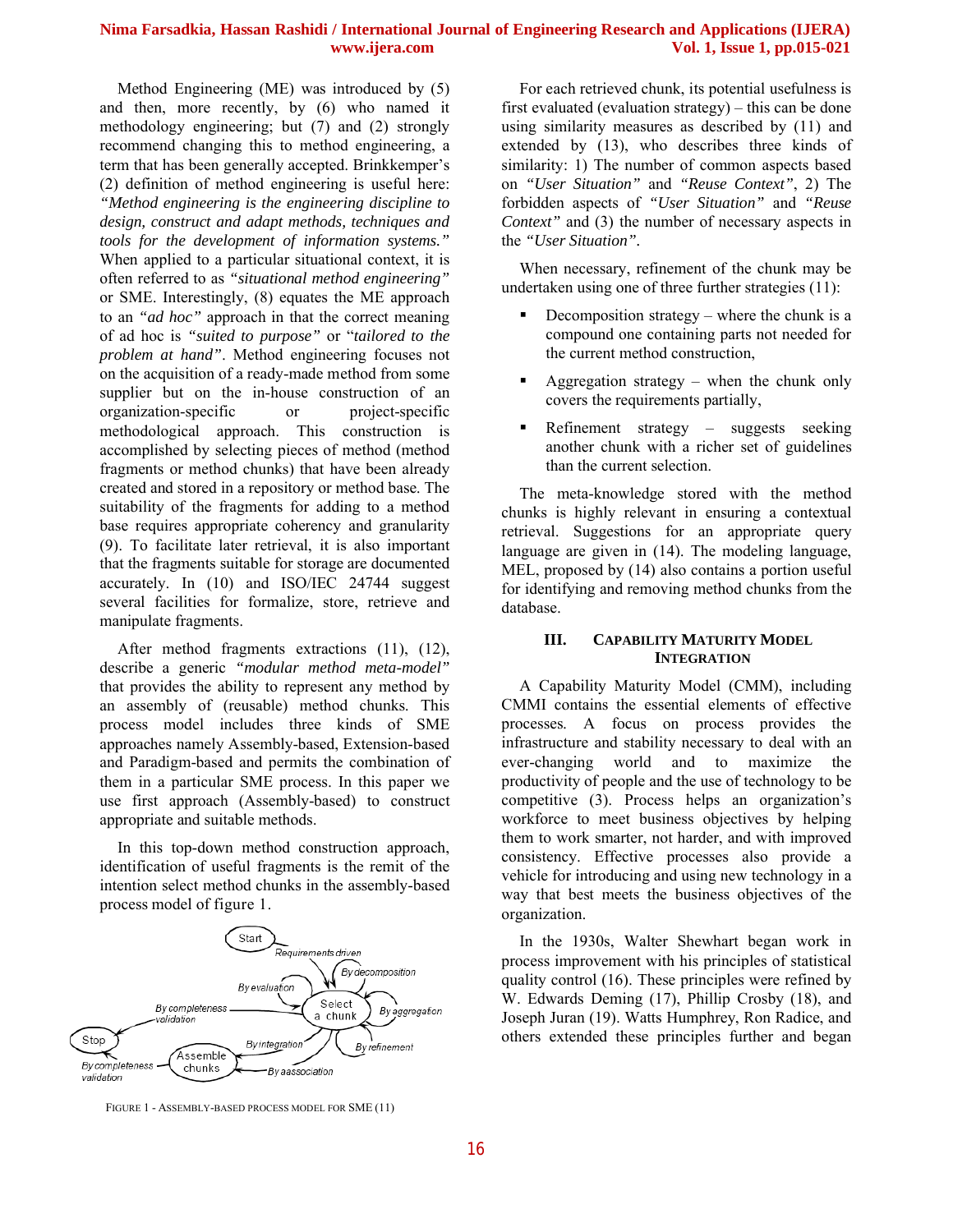Method Engineering (ME) was introduced by (5) and then, more recently, by (6) who named it methodology engineering; but (7) and (2) strongly recommend changing this to method engineering, a term that has been generally accepted. Brinkkemper's (2) definition of method engineering is useful here: *"Method engineering is the engineering discipline to design, construct and adapt methods, techniques and tools for the development of information systems."* When applied to a particular situational context, it is often referred to as *"situational method engineering"* or SME. Interestingly, (8) equates the ME approach to an *"ad hoc"* approach in that the correct meaning of ad hoc is *"suited to purpose"* or "*tailored to the problem at hand"*. Method engineering focuses not on the acquisition of a ready-made method from some supplier but on the in-house construction of an organization-specific or project-specific methodological approach. This construction is accomplished by selecting pieces of method (method fragments or method chunks) that have been already created and stored in a repository or method base. The suitability of the fragments for adding to a method base requires appropriate coherency and granularity (9). To facilitate later retrieval, it is also important that the fragments suitable for storage are documented accurately. In (10) and ISO/IEC 24744 suggest several facilities for formalize, store, retrieve and manipulate fragments.

After method fragments extractions (11), (12), describe a generic *"modular method meta-model"* that provides the ability to represent any method by an assembly of (reusable) method chunks. This process model includes three kinds of SME approaches namely Assembly-based, Extension-based and Paradigm-based and permits the combination of them in a particular SME process. In this paper we use first approach (Assembly-based) to construct appropriate and suitable methods.

In this top-down method construction approach, identification of useful fragments is the remit of the intention select method chunks in the assembly-based process model of figure 1.

FIGURE 1 - ASSEMBLY-BASED PROCESS MODEL FOR SME (11)

For each retrieved chunk, its potential usefulness is first evaluated (evaluation strategy) – this can be done using similarity measures as described by (11) and extended by (13), who describes three kinds of similarity: 1) The number of common aspects based on *"User Situation"* and *"Reuse Context"*, 2) The forbidden aspects of *"User Situation"* and *"Reuse Context"* and (3) the number of necessary aspects in the *"User Situation"*.

When necessary, refinement of the chunk may be undertaken using one of three further strategies (11):

- Decomposition strategy – where the chunk is a compound one containing parts not needed for the current method construction,
- Aggregation strategy – when the chunk only covers the requirements partially,
- Refinement strategy – suggests seeking another chunk with a richer set of guidelines than the current selection.

The meta-knowledge stored with the method chunks is highly relevant in ensuring a contextual retrieval. Suggestions for an appropriate query language are given in (14). The modeling language, MEL, proposed by (14) also contains a portion useful for identifying and removing method chunks from the database.

## III. CAPABILITY MATURITY MODEL INTEGRATION

A Capability Maturity Model (CMM), including CMMI contains the essential elements of effective processes. A focus on process provides the infrastructure and stability necessary to deal with an ever-changing world and to maximize the productivity of people and the use of technology to be competitive (3). Process helps an organization's workforce to meet business objectives by helping them to work smarter, not harder, and with improved consistency. Effective processes also provide a vehicle for introducing and using new technology in a way that best meets the business objectives of the organization.

In the 1930s, Walter Shewhart began work in process improvement with his principles of statistical quality control (16). These principles were refined by W. Edwards Deming (17), Phillip Crosby (18), and Joseph Juran (19). Watts Humphrey, Ron Radice, and others extended these principles further and began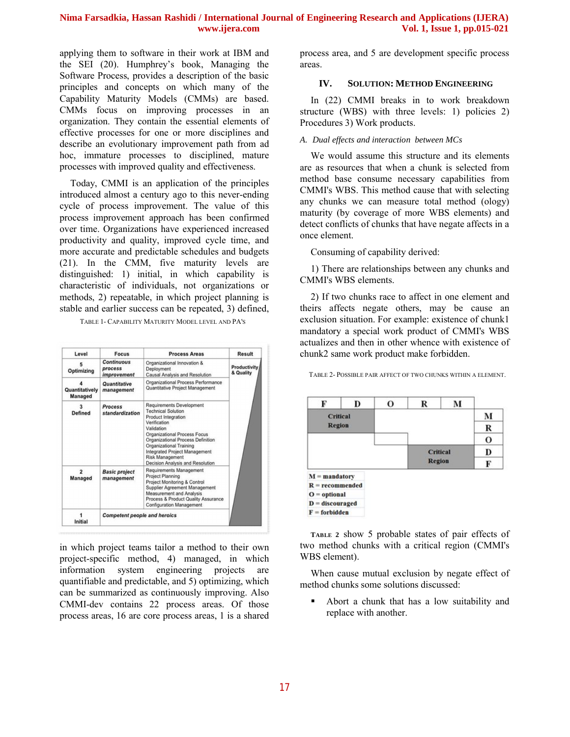applying them to software in their work at IBM and the SEI (20). Humphrey's book, Managing the Software Process, provides a description of the basic principles and concepts on which many of the Capability Maturity Models (CMMs) are based. CMMs focus on improving processes in an organization. They contain the essential elements of effective processes for one or more disciplines and describe an evolutionary improvement path from ad hoc, immature processes to disciplined, mature processes with improved quality and effectiveness.

Today, CMMI is an application of the principles introduced almost a century ago to this never-ending cycle of process improvement. The value of this process improvement approach has been confirmed over time. Organizations have experienced increased productivity and quality, improved cycle time, and more accurate and predictable schedules and budgets (21). In the CMM, five maturity levels are distinguished: 1) initial, in which capability is characteristic of individuals, not organizations or methods, 2) repeatable, in which project planning is stable and earlier success can be repeated, 3) defined,

TABLE 1- CAPABILITY MATURITY MODEL LEVEL AND PA'S

| Level | Focus | Process Areas | Result |
|---|---|---|---|
| 5 Optimizing | *Continuous process improvement* | Organizational Innovation & Deployment<br>Causal Analysis and Resolution | Productivity & Quality |
| 4 Quantitatively Managed | *Quantitative management* | Organizational Process Performance<br>Quantitative Project Management | |
| 3 Defined | *Process standardization* | Requirements Development<br>Technical Solution<br>Product Integration<br>Verification<br>Validation<br>Organizational Process Focus<br>Organizational Process Definition<br>Organizational Training<br>Integrated Project Management<br>Risk Management<br>Decision Analysis and Resolution | |
| 2 Managed | *Basic project management* | Requirements Management<br>Project Planning<br>Project Monitoring & Control<br>Supplier Agreement Management<br>Measurement and Analysis<br>Process & Product Quality Assurance<br>Configuration Management | |
| 1 Initial | *Competent people and heroics* | | |

in which project teams tailor a method to their own project-specific method, 4) managed, in which information system engineering projects are quantifiable and predictable, and 5) optimizing, which can be summarized as continuously improving. Also CMMI-dev contains 22 process areas. Of those process areas, 16 are core process areas, 1 is a shared process area, and 5 are development specific process areas.

## IV. SOLUTION: METHOD ENGINEERING

In (22) CMMI breaks in to work breakdown structure (WBS) with three levels: 1) policies 2) Procedures 3) Work products.

### *A. Dual effects and interaction between MCs*

We would assume this structure and its elements are as resources that when a chunk is selected from method base consume necessary capabilities from CMMI's WBS. This method cause that with selecting any chunks we can measure total method (ology) maturity (by coverage of more WBS elements) and detect conflicts of chunks that have negate affects in a once element.

Consuming of capability derived:

1) There are relationships between any chunks and CMMI's WBS elements.

2) If two chunks race to affect in one element and theirs affects negate others, may be cause an exclusion situation. For example: existence of chunk1 mandatory a special work product of CMMI's WBS actualizes and then in other whence with existence of chunk2 same work product make forbidden.

TABLE 2- POSSIBLE PAIR AFFECT OF TWO CHUNKS WITHIN A ELEMENT.

| | F | D | O | R | M |
|---|---|---|---|---|---|
| **M** | Critical Region | | | | |
| **R** | Critical Region | | | | |
| **O** | | | | | |
| **D** | | | | Critical Region | Critical Region |
| **F** | | | | Critical Region | Critical Region |

M = mandatory
R = recommended
O = optional
D = discouraged
F = forbidden

**TABLE 2** show 5 probable states of pair effects of two method chunks with a critical region (CMMI's WBS element).

When cause mutual exclusion by negate effect of method chunks some solutions discussed:

- Abort a chunk that has a low suitability and replace with another.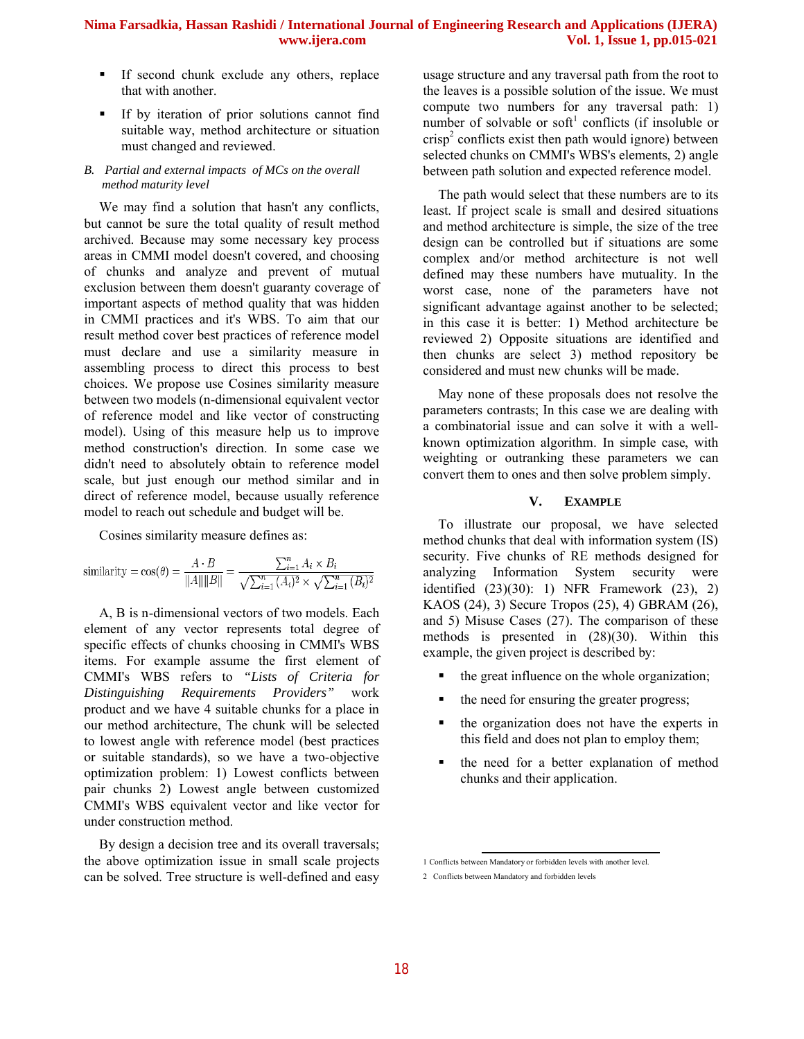- If second chunk exclude any others, replace that with another.
- If by iteration of prior solutions cannot find suitable way, method architecture or situation must changed and reviewed.

### *B. Partial and external impacts of MCs on the overall method maturity level*

We may find a solution that hasn't any conflicts, but cannot be sure the total quality of result method archived. Because may some necessary key process areas in CMMI model doesn't covered, and choosing of chunks and analyze and prevent of mutual exclusion between them doesn't guaranty coverage of important aspects of method quality that was hidden in CMMI practices and it's WBS. To aim that our result method cover best practices of reference model must declare and use a similarity measure in assembling process to direct this process to best choices. We propose use Cosines similarity measure between two models (n-dimensional equivalent vector of reference model and like vector of constructing model). Using of this measure help us to improve method construction's direction. In some case we didn't need to absolutely obtain to reference model scale, but just enough our method similar and in direct of reference model, because usually reference model to reach out schedule and budget will be.

Cosines similarity measure defines as:

$$\text{similarity} = \cos(\theta) = \frac{A \cdot B}{\|A\|\|B\|} = \frac{\sum_{i=1}^{n} A_i \times B_i}{\sqrt{\sum_{i=1}^{n} (A_i)^2} \times \sqrt{\sum_{i=1}^{n} (B_i)^2}}$$

A, B is n-dimensional vectors of two models. Each element of any vector represents total degree of specific effects of chunks choosing in CMMI's WBS items. For example assume the first element of CMMI's WBS refers to *"Lists of Criteria for Distinguishing Requirements Providers"* work product and we have 4 suitable chunks for a place in our method architecture, The chunk will be selected to lowest angle with reference model (best practices or suitable standards), so we have a two-objective optimization problem: 1) Lowest conflicts between pair chunks 2) Lowest angle between customized CMMI's WBS equivalent vector and like vector for under construction method.

By design a decision tree and its overall traversals; the above optimization issue in small scale projects can be solved. Tree structure is well-defined and easy usage structure and any traversal path from the root to the leaves is a possible solution of the issue. We must compute two numbers for any traversal path: 1) number of solvable or soft[1] conflicts (if insoluble or crisp[2] conflicts exist then path would ignore) between selected chunks on CMMI's WBS's elements, 2) angle between path solution and expected reference model.

The path would select that these numbers are to its least. If project scale is small and desired situations and method architecture is simple, the size of the tree design can be controlled but if situations are some complex and/or method architecture is not well defined may these numbers have mutuality. In the worst case, none of the parameters have not significant advantage against another to be selected; in this case it is better: 1) Method architecture be reviewed 2) Opposite situations are identified and then chunks are select 3) method repository be considered and must new chunks will be made.

May none of these proposals does not resolve the parameters contrasts; In this case we are dealing with a combinatorial issue and can solve it with a well-known optimization algorithm. In simple case, with weighting or outranking these parameters we can convert them to ones and then solve problem simply.

## V. Example

To illustrate our proposal, we have selected method chunks that deal with information system (IS) security. Five chunks of RE methods designed for analyzing Information System security were identified (23)(30): 1) NFR Framework (23), 2) KAOS (24), 3) Secure Tropos (25), 4) GBRAM (26), and 5) Misuse Cases (27). The comparison of these methods is presented in (28)(30). Within this example, the given project is described by:

- the great influence on the whole organization;
- the need for ensuring the greater progress;
- the organization does not have the experts in this field and does not plan to employ them;
- the need for a better explanation of method chunks and their application.

---

1 Conflicts between Mandatory or forbidden levels with another level.

2 Conflicts between Mandatory and forbidden levels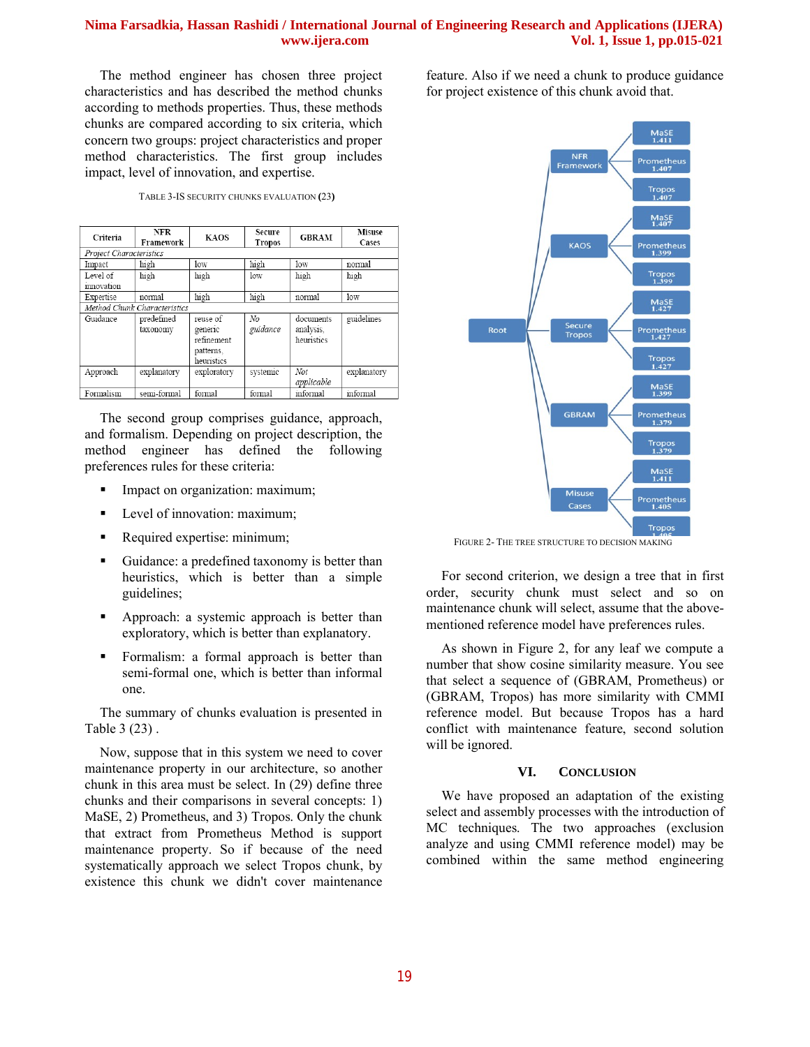The method engineer has chosen three project characteristics and has described the method chunks according to methods properties. Thus, these methods chunks are compared according to six criteria, which concern two groups: project characteristics and proper method characteristics. The first group includes impact, level of innovation, and expertise.

TABLE 3-IS SECURITY CHUNKS EVALUATION (23)

| Criteria | NFR Framework | KAOS | Secure Tropos | GBRAM | Misuse Cases |
|---|---|---|---|---|---|
| *Project Characteristics* | | | | | |
| Impact | high | low | high | low | normal |
| Level of innovation | high | high | low | high | high |
| Expertise | normal | high | high | normal | low |
| *Method Chunk Characteristics* | | | | | |
| Guidance | predefined taxonomy | reuse of generic refinement patterns, heuristics | *No guidance* | documents analysis, heuristics | guidelines |
| Approach | explanatory | exploratory | systemic | *Not applicable* | explanatory |
| Formalism | semi-formal | formal | formal | informal | informal |

The second group comprises guidance, approach, and formalism. Depending on project description, the method engineer has defined the following preferences rules for these criteria:

- Impact on organization: maximum;
- Level of innovation: maximum;
- Required expertise: minimum;
- Guidance: a predefined taxonomy is better than heuristics, which is better than a simple guidelines;
- Approach: a systemic approach is better than exploratory, which is better than explanatory.
- Formalism: a formal approach is better than semi-formal one, which is better than informal one.

The summary of chunks evaluation is presented in Table 3 (23) .

Now, suppose that in this system we need to cover maintenance property in our architecture, so another chunk in this area must be select. In (29) define three chunks and their comparisons in several concepts: 1) MaSE, 2) Prometheus, and 3) Tropos. Only the chunk that extract from Prometheus Method is support maintenance property. So if because of the need systematically approach we select Tropos chunk, by existence this chunk we didn't cover maintenance feature. Also if we need a chunk to produce guidance for project existence of this chunk avoid that.

FIGURE 2- THE TREE STRUCTURE TO DECISION MAKING

For second criterion, we design a tree that in first order, security chunk must select and so on maintenance chunk will select, assume that the above-mentioned reference model have preferences rules.

As shown in Figure 2, for any leaf we compute a number that show cosine similarity measure. You see that select a sequence of (GBRAM, Prometheus) or (GBRAM, Tropos) has more similarity with CMMI reference model. But because Tropos has a hard conflict with maintenance feature, second solution will be ignored.

## VI. CONCLUSION

We have proposed an adaptation of the existing select and assembly processes with the introduction of MC techniques. The two approaches (exclusion analyze and using CMMI reference model) may be combined within the same method engineering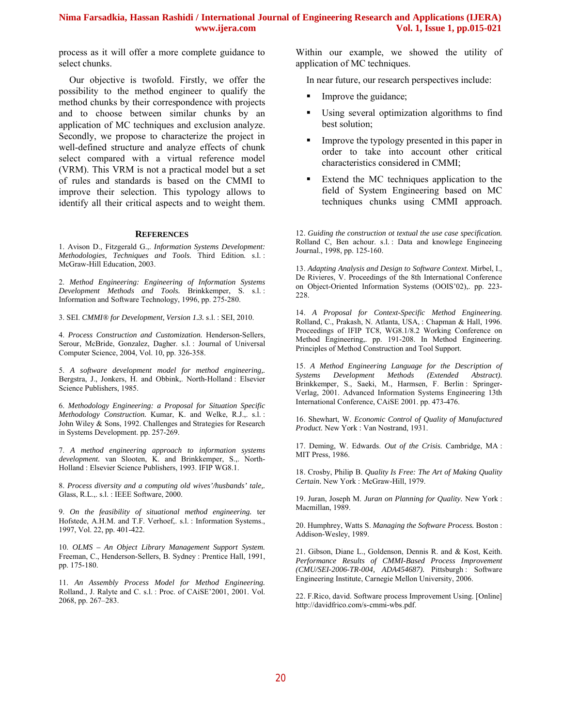process as it will offer a more complete guidance to select chunks.

Our objective is twofold. Firstly, we offer the possibility to the method engineer to qualify the method chunks by their correspondence with projects and to choose between similar chunks by an application of MC techniques and exclusion analyze. Secondly, we propose to characterize the project in well-defined structure and analyze effects of chunk select compared with a virtual reference model (VRM). This VRM is not a practical model but a set of rules and standards is based on the CMMI to improve their selection. This typology allows to identify all their critical aspects and to weight them. Within our example, we showed the utility of application of MC techniques.

In near future, our research perspectives include:

- Improve the guidance;
- Using several optimization algorithms to find best solution;
- Improve the typology presented in this paper in order to take into account other critical characteristics considered in CMMI;
- Extend the MC techniques application to the field of System Engineering based on MC techniques chunks using CMMI approach.

## References

1. Avison D., Fitzgerald G.,. *Information Systems Development: Methodologies, Techniques and Tools.* Third Edition. s.l. : McGraw-Hill Education, 2003.

2. *Method Engineering: Engineering of Information Systems Development Methods and Tools.* Brinkkemper, S. s.l. : Information and Software Technology, 1996, pp. 275-280.

3. SEI. *CMMI® for Development, Version 1.3.* s.l. : SEI, 2010.

4. *Process Construction and Customization.* Henderson-Sellers, Serour, McBride, Gonzalez, Dagher. s.l. : Journal of Universal Computer Science, 2004, Vol. 10, pp. 326-358.

5. *A software development model for method engineering,.* Bergstra, J., Jonkers, H. and Obbink,. North-Holland : Elsevier Science Publishers, 1985.

6. *Methodology Engineering: a Proposal for Situation Specific Methodology Construction.* Kumar, K. and Welke, R.J.,. s.l. : John Wiley & Sons, 1992. Challenges and Strategies for Research in Systems Development. pp. 257-269.

7. *A method engineering approach to information systems development.* van Slooten, K. and Brinkkemper, S.,. North-Holland : Elsevier Science Publishers, 1993. IFIP WG8.1.

8. *Process diversity and a computing old wives'/husbands' tale,.* Glass, R.L.,. s.l. : IEEE Software, 2000.

9. *On the feasibility of situational method engineering.* ter Hofstede, A.H.M. and T.F. Verhoef,. s.l. : Information Systems., 1997, Vol. 22, pp. 401-422.

10. *OLMS – An Object Library Management Support System.* Freeman, C., Henderson-Sellers, B. Sydney : Prentice Hall, 1991, pp. 175-180.

11. *An Assembly Process Model for Method Engineering.* Rolland., J. Ralyte and C. s.l. : Proc. of CAiSE'2001, 2001. Vol. 2068, pp. 267–283.

12. *Guiding the construction ot textual the use case specification.* Rolland C, Ben achour. s.l. : Data and knowlege Engineering Journal., 1998, pp. 125-160.

13. *Adapting Analysis and Design to Software Context.* Mirbel, I., De Rivieres, V. Proceedings of the 8th International Conference on Object-Oriented Information Systems (OOIS'02),. pp. 223-228.

14. *A Proposal for Context-Specific Method Engineering.* Rolland, C., Prakash, N. Atlanta, USA, : Chapman & Hall, 1996. Proceedings of IFIP TC8, WG8.1/8.2 Working Conference on Method Engineering,. pp. 191-208. In Method Engineering. Principles of Method Construction and Tool Support.

15. *A Method Engineering Language for the Description of Systems Development Methods (Extended Abstract).* Brinkkemper, S., Saeki, M., Harmsen, F. Berlin : Springer-Verlag, 2001. Advanced Information Systems Engineering 13th International Conference, CAiSE 2001. pp. 473-476.

16. Shewhart, W. *Economic Control of Quality of Manufactured Product.* New York : Van Nostrand, 1931.

17. Deming, W. Edwards. *Out of the Crisis.* Cambridge, MA : MIT Press, 1986.

18. Crosby, Philip B. *Quality Is Free: The Art of Making Quality Certain.* New York : McGraw-Hill, 1979.

19. Juran, Joseph M. *Juran on Planning for Quality.* New York : Macmillan, 1989.

20. Humphrey, Watts S. *Managing the Software Process.* Boston : Addison-Wesley, 1989.

21. Gibson, Diane L., Goldenson, Dennis R. and & Kost, Keith. *Performance Results of CMMI-Based Process Improvement (CMU/SEI-2006-TR-004, ADA454687).* Pittsburgh : Software Engineering Institute, Carnegie Mellon University, 2006.

22. F.Rico, david. Software process Improvement Using. [Online] http://davidfrico.com/s-cmmi-wbs.pdf.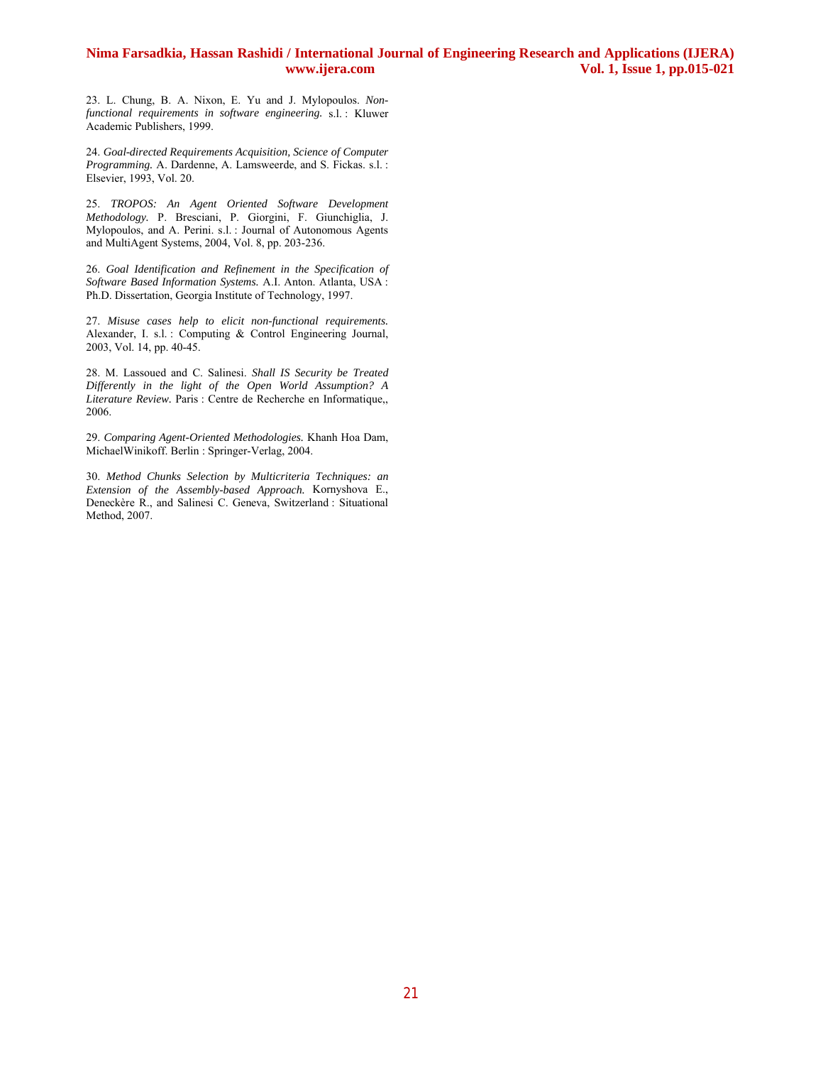23. L. Chung, B. A. Nixon, E. Yu and J. Mylopoulos. *Non-functional requirements in software engineering.* s.l. : Kluwer Academic Publishers, 1999.

24. *Goal-directed Requirements Acquisition, Science of Computer Programming.* A. Dardenne, A. Lamsweerde, and S. Fickas. s.l. : Elsevier, 1993, Vol. 20.

25. *TROPOS: An Agent Oriented Software Development Methodology.* P. Bresciani, P. Giorgini, F. Giunchiglia, J. Mylopoulos, and A. Perini. s.l. : Journal of Autonomous Agents and MultiAgent Systems, 2004, Vol. 8, pp. 203-236.

26. *Goal Identification and Refinement in the Specification of Software Based Information Systems.* A.I. Anton. Atlanta, USA : Ph.D. Dissertation, Georgia Institute of Technology, 1997.

27. *Misuse cases help to elicit non-functional requirements.* Alexander, I. s.l. : Computing & Control Engineering Journal, 2003, Vol. 14, pp. 40-45.

28. M. Lassoued and C. Salinesi. *Shall IS Security be Treated Differently in the light of the Open World Assumption? A Literature Review.* Paris : Centre de Recherche en Informatique,, 2006.

29. *Comparing Agent-Oriented Methodologies.* Khanh Hoa Dam, MichaelWinikoff. Berlin : Springer-Verlag, 2004.

30. *Method Chunks Selection by Multicriteria Techniques: an Extension of the Assembly-based Approach.* Kornyshova E., Deneckère R., and Salinesi C. Geneva, Switzerland : Situational Method, 2007.